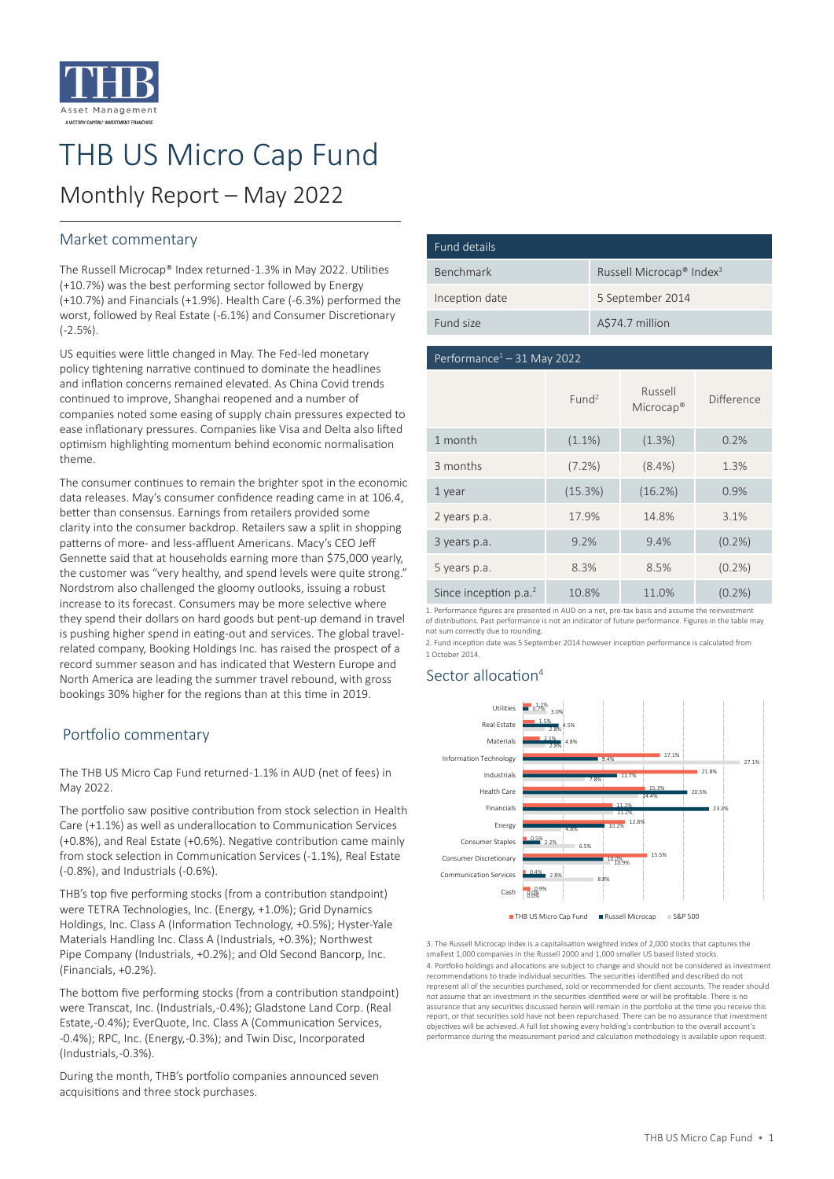# THB US Micro Cap Fund

## Monthly Report – May 2022

### Market commentary

The Russell Microcap® Index returned-1.3% in May 2022. Utilities (+10.7%) was the best performing sector followed by Energy (+10.7%) and Financials (+1.9%). Health Care (-6.3%) performed the worst, followed by Real Estate (-6.1%) and Consumer Discretionary (-2.5%).

US equities were little changed in May. The Fed-led monetary policy tightening narrative continued to dominate the headlines and inflation concerns remained elevated. As China Covid trends continued to improve, Shanghai reopened and a number of companies noted some easing of supply chain pressures expected to ease inflationary pressures. Companies like Visa and Delta also lifted optimism highlighting momentum behind economic normalisation theme.

The consumer continues to remain the brighter spot in the economic data releases. May's consumer confidence reading came in at 106.4, better than consensus. Earnings from retailers provided some clarity into the consumer backdrop. Retailers saw a split in shopping patterns of more- and less-affluent Americans. Macy's CEO Jeff Gennette said that at households earning more than $75,000 yearly, the customer was "very healthy, and spend levels were quite strong." Nordstrom also challenged the gloomy outlooks, issuing a robust increase to its forecast. Consumers may be more selective where they spend their dollars on hard goods but pent-up demand in travel is pushing higher spend in eating-out and services. The global travel-related company, Booking Holdings Inc. has raised the prospect of a record summer season and has indicated that Western Europe and North America are leading the summer travel rebound, with gross bookings 30% higher for the regions than at this time in 2019.

### Portfolio commentary

The THB US Micro Cap Fund returned-1.1% in AUD (net of fees) in May 2022.

The portfolio saw positive contribution from stock selection in Health Care (+1.1%) as well as underallocation to Communication Services (+0.8%), and Real Estate (+0.6%). Negative contribution came mainly from stock selection in Communication Services (-1.1%), Real Estate (-0.8%), and Industrials (-0.6%).

THB's top five performing stocks (from a contribution standpoint) were TETRA Technologies, Inc. (Energy, +1.0%); Grid Dynamics Holdings, Inc. Class A (Information Technology, +0.5%); Hyster-Yale Materials Handling Inc. Class A (Industrials, +0.3%); Northwest Pipe Company (Industrials, +0.2%); and Old Second Bancorp, Inc. (Financials, +0.2%).

The bottom five performing stocks (from a contribution standpoint) were Transcat, Inc. (Industrials,-0.4%); Gladstone Land Corp. (Real Estate,-0.4%); EverQuote, Inc. Class A (Communication Services, -0.4%); RPC, Inc. (Energy,-0.3%); and Twin Disc, Incorporated (Industrials,-0.3%).

During the month, THB's portfolio companies announced seven acquisitions and three stock purchases.

| Fund details | |
|---|---|
| Benchmark | Russell Microcap® Index[3] |
| Inception date | 5 September 2014 |
| Fund size | A$74.7 million |

| Performance[1] – 31 May 2022 | Fund[2] | Russell Microcap® | Difference |
|---|---|---|---|
| 1 month | (1.1%) | (1.3%) | 0.2% |
| 3 months | (7.2%) | (8.4%) | 1.3% |
| 1 year | (15.3%) | (16.2%) | 0.9% |
| 2 years p.a. | 17.9% | 14.8% | 3.1% |
| 3 years p.a. | 9.2% | 9.4% | (0.2%) |
| 5 years p.a. | 8.3% | 8.5% | (0.2%) |
| Since inception p.a.[2] | 10.8% | 11.0% | (0.2%) |

1. Performance figures are presented in AUD on a net, pre-tax basis and assume the reinvestment of distributions. Past performance is not an indicator of future performance. Figures in the table may not sum correctly due to rounding.

2. Fund inception date was 5 September 2014 however inception performance is calculated from 1 October 2014.

### Sector allocation[4]

| Sector | THB US Micro Cap Fund | Russell Microcap | S&P 500 |
|---|---|---|---|
| Utilities | 1.1% | 0.7% | 3.0% |
| Real Estate | 1.5% | 4.5% | 2.8% |
| Materials | 2.1% | 4.8% | 2.8% |
| Information Technology | 17.1% | 9.4% | 27.1% |
| Industrials | 21.8% | 11.7% | 7.8% |
| Health Care | 15.3% | 20.5% | 14.4% |
| Financials | 11.2% | 23.2% | 11.2% |
| Energy | 12.8% | 10.2% | 4.8% |
| Consumer Staples | 0.5% | 2.2% | 6.5% |
| Consumer Discretionary | 15.5% | 10.0% | 10.9% |
| Communication Services | 0.4% | 2.8% | 8.8% |
| Cash | 0.9% | 0.0% | 0.0% |

3. The Russell Microcap Index is a capitalisation weighted index of 2,000 stocks that captures the smallest 1,000 companies in the Russell 2000 and 1,000 smaller US based listed stocks.

4. Portfolio holdings and allocations are subject to change and should not be considered as investment recommendations to trade individual securities. The securities identified and described do not represent all of the securities purchased, sold or recommended for client accounts. The reader should not assume that an investment in the securities identified were or will be profitable. There is no assurance that any securities discussed herein will remain in the portfolio at the time you receive this report, or that securities sold have not been repurchased. There can be no assurance that investment objectives will be achieved. A full list showing every holding's contribution to the overall account's performance during the measurement period and calculation methodology is available upon request.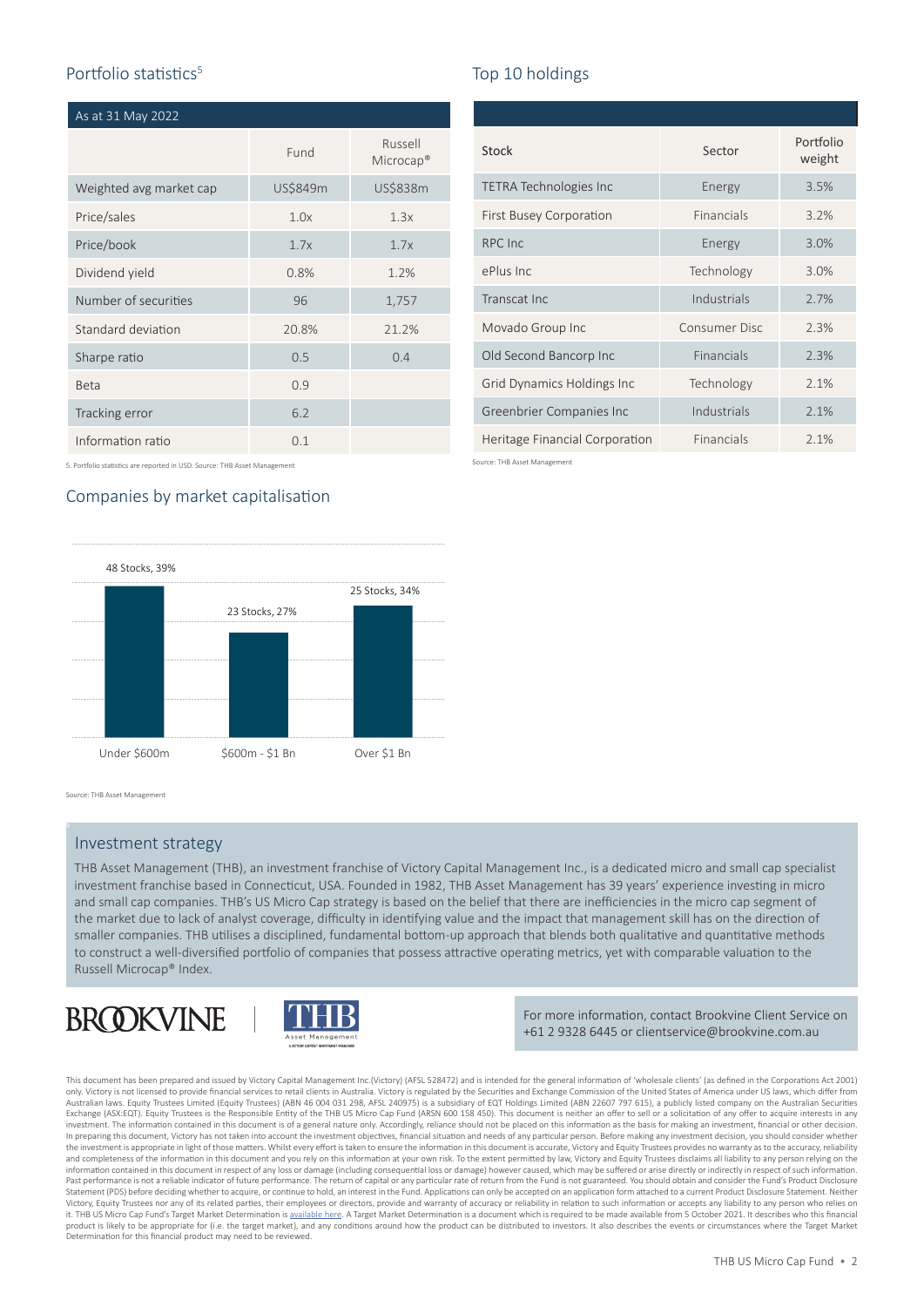## Portfolio statistics[5]

| As at 31 May 2022 | Fund | Russell Microcap® |
|---|---|---|
| Weighted avg market cap | US$849m | US$838m |
| Price/sales | 1.0x | 1.3x |
| Price/book | 1.7x | 1.7x |
| Dividend yield | 0.8% | 1.2% |
| Number of securities | 96 | 1,757 |
| Standard deviation | 20.8% | 21.2% |
| Sharpe ratio | 0.5 | 0.4 |
| Beta | 0.9 | |
| Tracking error | 6.2 | |
| Information ratio | 0.1 | |

5. Portfolio statistics are reported in USD. Source: THB Asset Management

## Top 10 holdings

| Stock | Sector | Portfolio weight |
|---|---|---|
| TETRA Technologies Inc | Energy | 3.5% |
| First Busey Corporation | Financials | 3.2% |
| RPC Inc | Energy | 3.0% |
| ePlus Inc | Technology | 3.0% |
| Transcat Inc | Industrials | 2.7% |
| Movado Group Inc | Consumer Disc | 2.3% |
| Old Second Bancorp Inc | Financials | 2.3% |
| Grid Dynamics Holdings Inc | Technology | 2.1% |
| Greenbrier Companies Inc | Industrials | 2.1% |
| Heritage Financial Corporation | Financials | 2.1% |

Source: THB Asset Management

## Companies by market capitalisation

48 Stocks, 39%

23 Stocks, 27%

25 Stocks, 34%

Under $600m

$600m - $1 Bn

Over $1 Bn

Source: THB Asset Management

## Investment strategy

THB Asset Management (THB), an investment franchise of Victory Capital Management Inc., is a dedicated micro and small cap specialist investment franchise based in Connecticut, USA. Founded in 1982, THB Asset Management has 39 years' experience investing in micro and small cap companies. THB's US Micro Cap strategy is based on the belief that there are inefficiencies in the micro cap segment of the market due to lack of analyst coverage, difficulty in identifying value and the impact that management skill has on the direction of smaller companies. THB utilises a disciplined, fundamental bottom-up approach that blends both qualitative and quantitative methods to construct a well-diversified portfolio of companies that possess attractive operating metrics, yet with comparable valuation to the Russell Microcap® Index.

BROOKVINE | THB Asset Management

For more information, contact Brookvine Client Service on +61 2 9328 6445 or clientservice@brookvine.com.au

This document has been prepared and issued by Victory Capital Management Inc.(Victory) (AFSL 528472) and is intended for the general information of 'wholesale clients' (as defined in the Corporations Act 2001) only. Victory is not licensed to provide financial services to retail clients in Australia. Victory is regulated by the Securities and Exchange Commission of the United States of America under US laws, which differ from Australian laws. Equity Trustees Limited (Equity Trustees) (ABN 46 004 031 298, AFSL 240975) is a subsidiary of EQT Holdings Limited (ABN 22607 797 615), a publicly listed company on the Australian Securities Exchange (ASX:EQT). Equity Trustees is the Responsible Entity of the THB US Micro Cap Fund (ARSN 600 158 450). This document is neither an offer to sell or a solicitation of any offer to acquire interests in any investment. The information contained in this document is of a general nature only. Accordingly, reliance should not be placed on this information as the basis for making an investment, financial or other decision. In preparing this document, Victory has not taken into account the investment objectives, financial situation and needs of any particular person. Before making any investment decision, you should consider whether the investment is appropriate in light of those matters. Whilst every effort is taken to ensure the information in this document is accurate, Victory and Equity Trustees provides no warranty as to the accuracy, reliability and completeness of the information in this document and you rely on this information at your own risk. To the extent permitted by law, Victory and Equity Trustees disclaims all liability to any person relying on the information contained in this document in respect of any loss or damage (including consequential loss or damage) however caused, which may be suffered or arise directly or indirectly in respect of such information. Past performance is not a reliable indicator of future performance. The return of capital or any particular rate of return from the Fund is not guaranteed. You should obtain and consider the Fund's Product Disclosure Statement (PDS) before deciding whether to acquire, or continue to hold, an interest in the Fund. Applications can only be accepted on an application form attached to a current Product Disclosure Statement. Neither Victory, Equity Trustees nor any of its related parties, their employees or directors, provide and warranty of accuracy or reliability in relation to such information or accepts any liability to any person who relies on it. THB US Micro Cap Fund's Target Market Determination is available here. A Target Market Determination is a document which is required to be made available from 5 October 2021. It describes who this financial product is likely to be appropriate for (i.e. the target market), and any conditions around how the product can be distributed to investors. It also describes the events or circumstances where the Target Market Determination for this financial product may need to be reviewed.